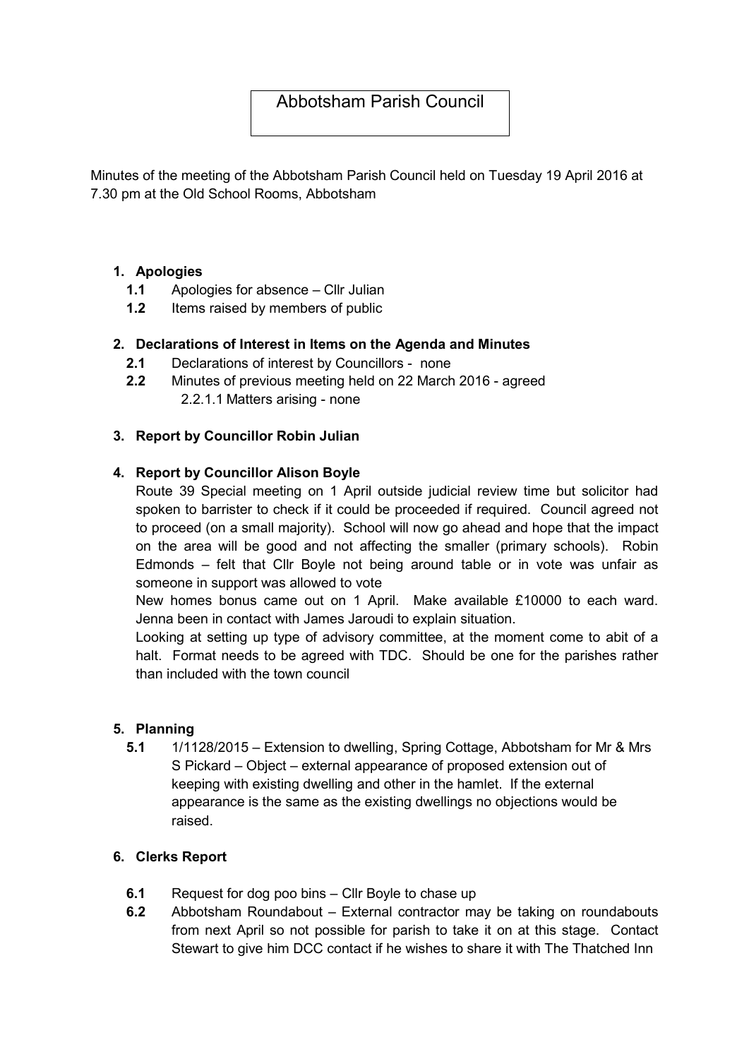# Abbotsham Parish Council

Minutes of the meeting of the Abbotsham Parish Council held on Tuesday 19 April 2016 at 7.30 pm at the Old School Rooms, Abbotsham

1. **Apologies**
   - **1.1** Apologies for absence – Cllr Julian
   - **1.2** Items raised by members of public

2. **Declarations of Interest in Items on the Agenda and Minutes**
   - **2.1** Declarations of interest by Councillors - none
   - **2.2** Minutes of previous meeting held on 22 March 2016 - agreed
     - 2.2.1.1 Matters arising - none

3. **Report by Councillor Robin Julian**

4. **Report by Councillor Alison Boyle**

   Route 39 Special meeting on 1 April outside judicial review time but solicitor had spoken to barrister to check if it could be proceeded if required. Council agreed not to proceed (on a small majority). School will now go ahead and hope that the impact on the area will be good and not affecting the smaller (primary schools). Robin Edmonds – felt that Cllr Boyle not being around table or in vote was unfair as someone in support was allowed to vote

   New homes bonus came out on 1 April. Make available £10000 to each ward. Jenna been in contact with James Jaroudi to explain situation.

   Looking at setting up type of advisory committee, at the moment come to abit of a halt. Format needs to be agreed with TDC. Should be one for the parishes rather than included with the town council

5. **Planning**
   - **5.1** 1/1128/2015 – Extension to dwelling, Spring Cottage, Abbotsham for Mr & Mrs S Pickard – Object – external appearance of proposed extension out of keeping with existing dwelling and other in the hamlet. If the external appearance is the same as the existing dwellings no objections would be raised.

6. **Clerks Report**
   - **6.1** Request for dog poo bins – Cllr Boyle to chase up
   - **6.2** Abbotsham Roundabout – External contractor may be taking on roundabouts from next April so not possible for parish to take it on at this stage. Contact Stewart to give him DCC contact if he wishes to share it with The Thatched Inn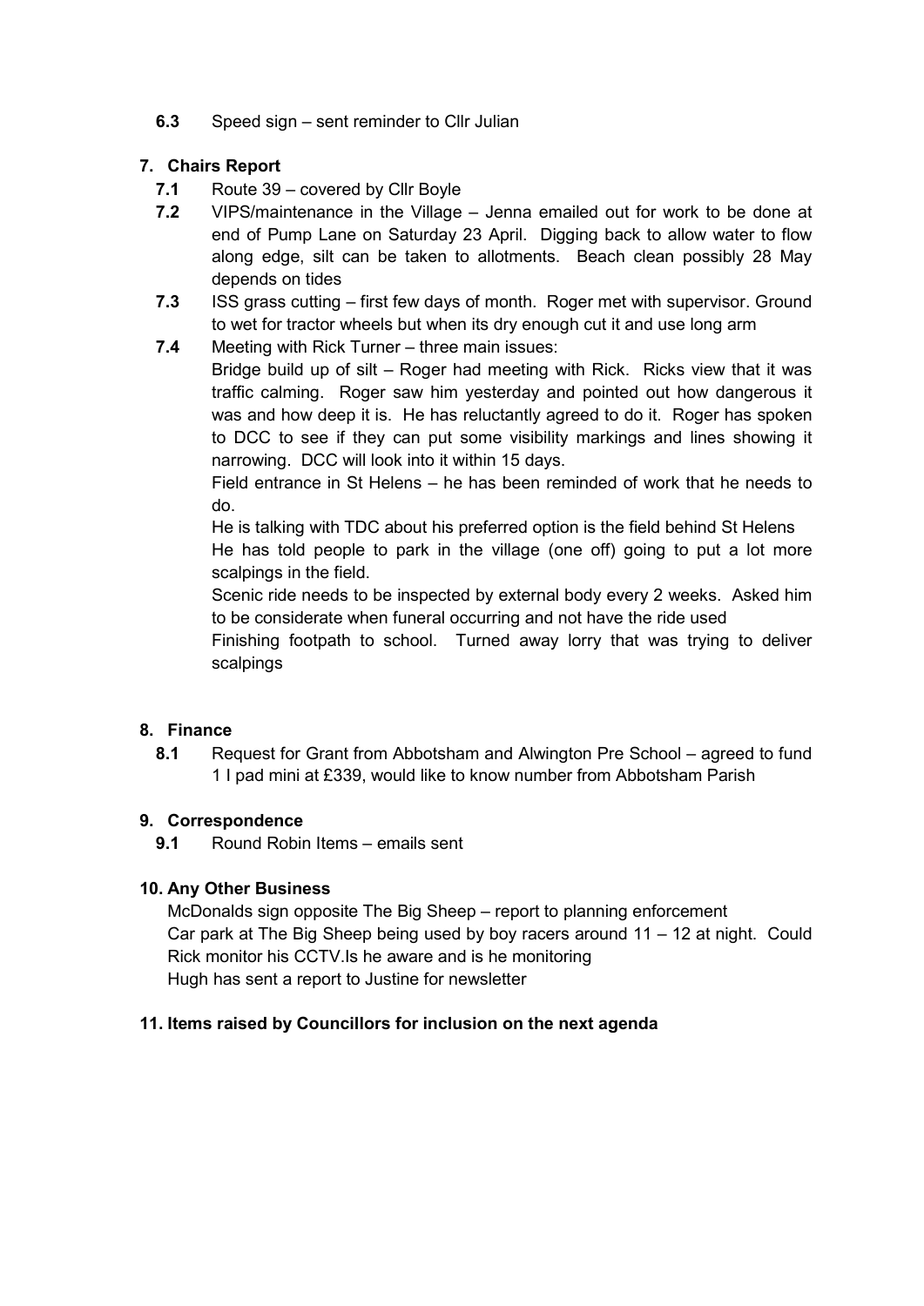**6.3** Speed sign – sent reminder to Cllr Julian

## 7. Chairs Report

**7.1** Route 39 – covered by Cllr Boyle

**7.2** VIPS/maintenance in the Village – Jenna emailed out for work to be done at end of Pump Lane on Saturday 23 April. Digging back to allow water to flow along edge, silt can be taken to allotments. Beach clean possibly 28 May depends on tides

**7.3** ISS grass cutting – first few days of month. Roger met with supervisor. Ground to wet for tractor wheels but when its dry enough cut it and use long arm

**7.4** Meeting with Rick Turner – three main issues:

Bridge build up of silt – Roger had meeting with Rick. Ricks view that it was traffic calming. Roger saw him yesterday and pointed out how dangerous it was and how deep it is. He has reluctantly agreed to do it. Roger has spoken to DCC to see if they can put some visibility markings and lines showing it narrowing. DCC will look into it within 15 days.

Field entrance in St Helens – he has been reminded of work that he needs to do.

He is talking with TDC about his preferred option is the field behind St Helens

He has told people to park in the village (one off) going to put a lot more scalpings in the field.

Scenic ride needs to be inspected by external body every 2 weeks. Asked him to be considerate when funeral occurring and not have the ride used

Finishing footpath to school. Turned away lorry that was trying to deliver scalpings

## 8. Finance

**8.1** Request for Grant from Abbotsham and Alwington Pre School – agreed to fund 1 I pad mini at £339, would like to know number from Abbotsham Parish

## 9. Correspondence

**9.1** Round Robin Items – emails sent

## 10. Any Other Business

McDonalds sign opposite The Big Sheep – report to planning enforcement

Car park at The Big Sheep being used by boy racers around 11 – 12 at night. Could Rick monitor his CCTV.Is he aware and is he monitoring

Hugh has sent a report to Justine for newsletter

## 11. Items raised by Councillors for inclusion on the next agenda